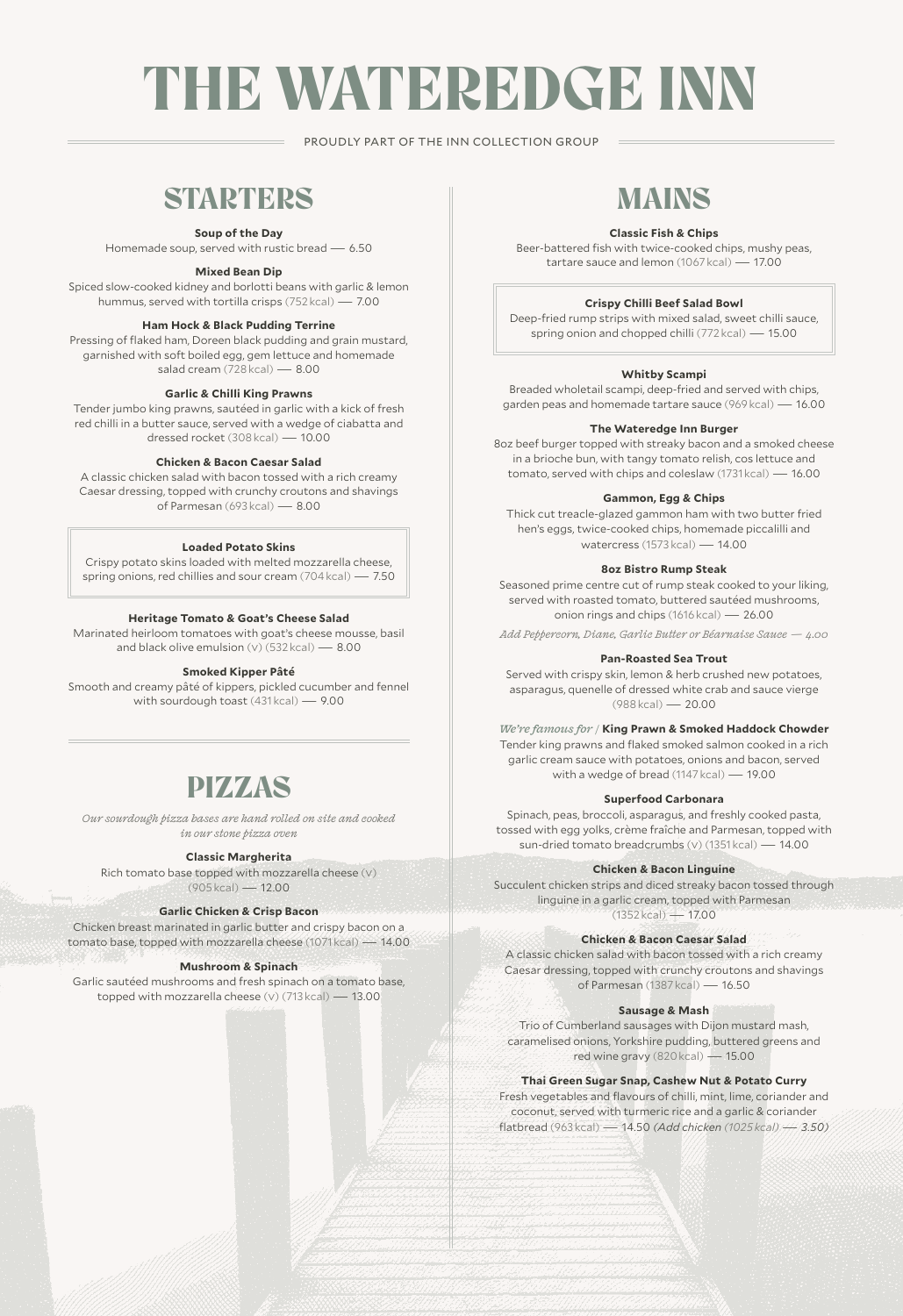# THE WATEREDGE INN

PROUDLY PART OF THE INN COLLECTION GROUP

## STARTERS

**Soup of the Day**
Homemade soup, served with rustic bread — 6.50

**Mixed Bean Dip**
Spiced slow-cooked kidney and borlotti beans with garlic & lemon hummus, served with tortilla crisps (752 kcal) — 7.00

**Ham Hock & Black Pudding Terrine**
Pressing of flaked ham, Doreen black pudding and grain mustard, garnished with soft boiled egg, gem lettuce and homemade salad cream (728 kcal) — 8.00

**Garlic & Chilli King Prawns**
Tender jumbo king prawns, sautéed in garlic with a kick of fresh red chilli in a butter sauce, served with a wedge of ciabatta and dressed rocket (308 kcal) — 10.00

**Chicken & Bacon Caesar Salad**
A classic chicken salad with bacon tossed with a rich creamy Caesar dressing, topped with crunchy croutons and shavings of Parmesan (693 kcal) — 8.00

**Loaded Potato Skins**
Crispy potato skins loaded with melted mozzarella cheese, spring onions, red chillies and sour cream (704 kcal) — 7.50

**Heritage Tomato & Goat's Cheese Salad**
Marinated heirloom tomatoes with goat's cheese mousse, basil and black olive emulsion (v) (532 kcal) — 8.00

**Smoked Kipper Pâté**
Smooth and creamy pâté of kippers, pickled cucumber and fennel with sourdough toast (431 kcal) — 9.00

## PIZZAS

*Our sourdough pizza bases are hand rolled on site and cooked in our stone pizza oven*

**Classic Margherita**
Rich tomato base topped with mozzarella cheese (v) (905 kcal) — 12.00

**Garlic Chicken & Crisp Bacon**
Chicken breast marinated in garlic butter and crispy bacon on a tomato base, topped with mozzarella cheese (1071 kcal) — 14.00

**Mushroom & Spinach**
Garlic sautéed mushrooms and fresh spinach on a tomato base, topped with mozzarella cheese (v) (713 kcal) — 13.00

## MAINS

**Classic Fish & Chips**
Beer-battered fish with twice-cooked chips, mushy peas, tartare sauce and lemon (1067 kcal) — 17.00

**Crispy Chilli Beef Salad Bowl**
Deep-fried rump strips with mixed salad, sweet chilli sauce, spring onion and chopped chilli (772 kcal) — 15.00

**Whitby Scampi**
Breaded wholetail scampi, deep-fried and served with chips, garden peas and homemade tartare sauce (969 kcal) — 16.00

**The Wateredge Inn Burger**
8oz beef burger topped with streaky bacon and a smoked cheese in a brioche bun, with tangy tomato relish, cos lettuce and tomato, served with chips and coleslaw (1731 kcal) — 16.00

**Gammon, Egg & Chips**
Thick cut treacle-glazed gammon ham with two butter fried hen's eggs, twice-cooked chips, homemade piccalilli and watercress (1573 kcal) — 14.00

**8oz Bistro Rump Steak**
Seasoned prime centre cut of rump steak cooked to your liking, served with roasted tomato, buttered sautéed mushrooms, onion rings and chips (1616 kcal) — 26.00

*Add Peppercorn, Diane, Garlic Butter or Béarnaise Sauce — 4.00*

**Pan-Roasted Sea Trout**
Served with crispy skin, lemon & herb crushed new potatoes, asparagus, quenelle of dressed white crab and sauce vierge (988 kcal) — 20.00

*We're famous for* / **King Prawn & Smoked Haddock Chowder**
Tender king prawns and flaked smoked salmon cooked in a rich garlic cream sauce with potatoes, onions and bacon, served with a wedge of bread (1147 kcal) — 19.00

**Superfood Carbonara**
Spinach, peas, broccoli, asparagus, and freshly cooked pasta, tossed with egg yolks, crème fraîche and Parmesan, topped with sun-dried tomato breadcrumbs (v) (1351 kcal) — 14.00

**Chicken & Bacon Linguine**
Succulent chicken strips and diced streaky bacon tossed through linguine in a garlic cream, topped with Parmesan (1352 kcal) — 17.00

**Chicken & Bacon Caesar Salad**
A classic chicken salad with bacon tossed with a rich creamy Caesar dressing, topped with crunchy croutons and shavings of Parmesan (1387 kcal) — 16.50

**Sausage & Mash**
Trio of Cumberland sausages with Dijon mustard mash, caramelised onions, Yorkshire pudding, buttered greens and red wine gravy (820 kcal) — 15.00

**Thai Green Sugar Snap, Cashew Nut & Potato Curry**
Fresh vegetables and flavours of chilli, mint, lime, coriander and coconut, served with turmeric rice and a garlic & coriander flatbread (963 kcal) — 14.50 *(Add chicken (1025 kcal) — 3.50)*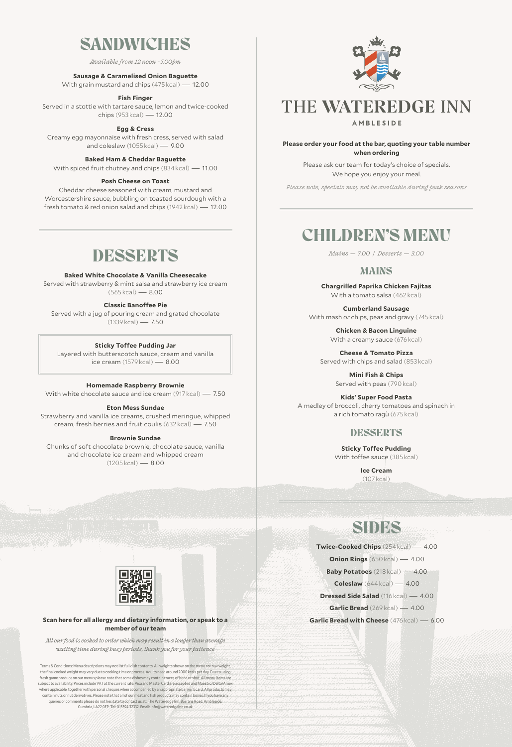# SANDWICHES

*Available from 12 noon – 5.00pm*

**Sausage & Caramelised Onion Baguette**
With grain mustard and chips (475 kcal) — 12.00

**Fish Finger**
Served in a stottie with tartare sauce, lemon and twice-cooked chips (953 kcal) — 12.00

**Egg & Cress**
Creamy egg mayonnaise with fresh cress, served with salad and coleslaw (1055 kcal) — 9.00

**Baked Ham & Cheddar Baguette**
With spiced fruit chutney and chips (834 kcal) — 11.00

**Posh Cheese on Toast**
Cheddar cheese seasoned with cream, mustard and Worcestershire sauce, bubbling on toasted sourdough with a fresh tomato & red onion salad and chips (1942 kcal) — 12.00

# DESSERTS

**Baked White Chocolate & Vanilla Cheesecake**
Served with strawberry & mint salsa and strawberry ice cream (565 kcal) — 8.00

**Classic Banoffee Pie**
Served with a jug of pouring cream and grated chocolate (1339 kcal) — 7.50

**Sticky Toffee Pudding Jar**
Layered with butterscotch sauce, cream and vanilla ice cream (1579 kcal) — 8.00

**Homemade Raspberry Brownie**
With white chocolate sauce and ice cream (917 kcal) — 7.50

**Eton Mess Sundae**
Strawberry and vanilla ice creams, crushed meringue, whipped cream, fresh berries and fruit coulis (632 kcal) — 7.50

**Brownie Sundae**
Chunks of soft chocolate brownie, chocolate sauce, vanilla and chocolate ice cream and whipped cream (1205 kcal) — 8.00

**Scan here for all allergy and dietary information, or speak to a member of our team**

*All our food is cooked to order which may result in a longer than average waiting time during busy periods, thank you for your patience*

Terms & Conditions: Menu descriptions may not list full dish contents. All weights shown on the menu are raw weight, the final cooked weight may vary due to cooking time or process. Adults need around 2000 kcals per day. Due to using fresh game produce on our menus please note that some dishes may contain traces of bone or shot. All menu items are subject to availability. Prices include VAT at the current rate. Visa and MasterCard are accepted and Maestro/Delta/Amex where applicable, together with personal cheques when accompanied by an appropriate banker's card. All products may contain nuts or nut derivatives. Please note that all of our meat and fish products may contain bones. If you have any queries or comments please do not hesitate to contact us at: The Wateredge Inn, Borrans Road, Ambleside, Cumbria, LA22 0EP. Tel: 015394 32332. Email: info@wateredgeinn.co.uk

# THE WATEREDGE INN

AMBLESIDE

**Please order your food at the bar, quoting your table number when ordering**

Please ask our team for today's choice of specials.
We hope you enjoy your meal.

*Please note, specials may not be available during peak seasons*

# CHILDREN'S MENU

*Mains — 7.00 | Desserts — 3.00*

## MAINS

**Chargrilled Paprika Chicken Fajitas**
With a tomato salsa (462 kcal)

**Cumberland Sausage**
With mash *or* chips, peas and gravy (745 kcal)

**Chicken & Bacon Linguine**
With a creamy sauce (676 kcal)

**Cheese & Tomato Pizza**
Served with chips and salad (853 kcal)

**Mini Fish & Chips**
Served with peas (790 kcal)

**Kids' Super Food Pasta**
A medley of broccoli, cherry tomatoes and spinach in a rich tomato ragù (675 kcal)

## DESSERTS

**Sticky Toffee Pudding**
With toffee sauce (385 kcal)

**Ice Cream**
(107 kcal)

# SIDES

**Twice-Cooked Chips** (254 kcal) — 4.00

**Onion Rings** (650 kcal) — 4.00

**Baby Potatoes** (218 kcal) — 4.00

**Coleslaw** (644 kcal) — 4.00

**Dressed Side Salad** (116 kcal) — 4.00

**Garlic Bread** (269 kcal) — 4.00

**Garlic Bread with Cheese** (476 kcal) — 6.00